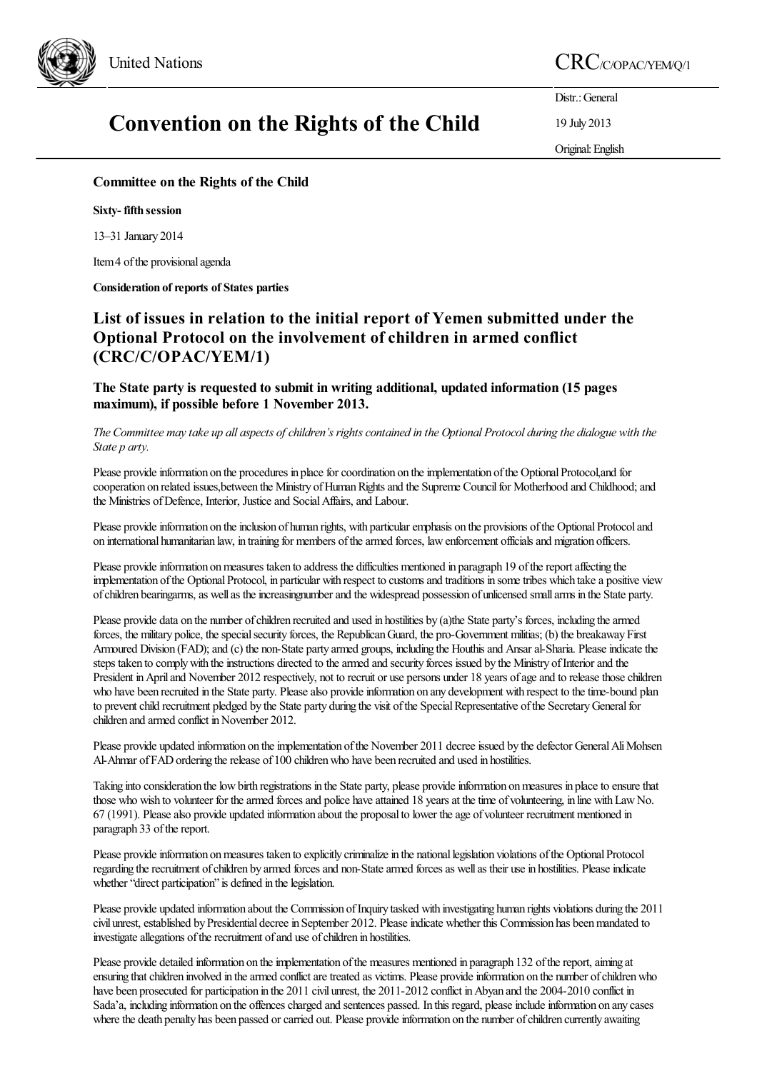United Nations

CRC/C/OPAC/YEM/Q/1

Distr.: General

19 July 2013

Original: English

# Convention on the Rights of the Child

**Committee on the Rights of the Child**

**Sixty- fifth session**

13–31 January 2014

Item 4 of the provisional agenda

**Consideration of reports of States parties**

## List of issues in relation to the initial report of Yemen submitted under the Optional Protocol on the involvement of children in armed conflict (CRC/C/OPAC/YEM/1)

### The State party is requested to submit in writing additional, updated information (15 pages maximum), if possible before 1 November 2013.

*The Committee may take up all aspects of children's rights contained in the Optional Protocol during the dialogue with the State p arty.*

Please provide information on the procedures in place for coordination on the implementation of the Optional Protocol,and for cooperation on related issues,between the Ministry of Human Rights and the Supreme Council for Motherhood and Childhood; and the Ministries of Defence, Interior, Justice and Social Affairs, and Labour.

Please provide information on the inclusion of human rights, with particular emphasis on the provisions of the Optional Protocol and on international humanitarian law, in training for members of the armed forces, law enforcement officials and migration officers.

Please provide information on measures taken to address the difficulties mentioned in paragraph 19 of the report affecting the implementation of the Optional Protocol, in particular with respect to customs and traditions in some tribes which take a positive view of children bearingarms, as well as the increasingnumber and the widespread possession of unlicensed small arms in the State party.

Please provide data on the number of children recruited and used in hostilities by (a)the State party's forces, including the armed forces, the military police, the special security forces, the Republican Guard, the pro-Government militias; (b) the breakaway First Armoured Division (FAD); and (c) the non-State party armed groups, including the Houthis and Ansar al-Sharia. Please indicate the steps taken to comply with the instructions directed to the armed and security forces issued by the Ministry of Interior and the President in April and November 2012 respectively, not to recruit or use persons under 18 years of age and to release those children who have been recruited in the State party. Please also provide information on any development with respect to the time-bound plan to prevent child recruitment pledged by the State party during the visit of the Special Representative of the Secretary General for children and armed conflict in November 2012.

Please provide updated information on the implementation of the November 2011 decree issued by the defector General Ali Mohsen Al-Ahmar of FAD ordering the release of 100 children who have been recruited and used in hostilities.

Taking into consideration the low birth registrations in the State party, please provide information on measures in place to ensure that those who wish to volunteer for the armed forces and police have attained 18 years at the time of volunteering, in line with Law No. 67 (1991). Please also provide updated information about the proposal to lower the age of volunteer recruitment mentioned in paragraph 33 of the report.

Please provide information on measures taken to explicitly criminalize in the national legislation violations of the Optional Protocol regarding the recruitment of children by armed forces and non-State armed forces as well as their use in hostilities. Please indicate whether "direct participation" is defined in the legislation.

Please provide updated information about the Commission of Inquiry tasked with investigating human rights violations during the 2011 civil unrest, established by Presidential decree in September 2012. Please indicate whether this Commission has been mandated to investigate allegations of the recruitment of and use of children in hostilities.

Please provide detailed information on the implementation of the measures mentioned in paragraph 132 of the report, aiming at ensuring that children involved in the armed conflict are treated as victims. Please provide information on the number of children who have been prosecuted for participation in the 2011 civil unrest, the 2011-2012 conflict in Abyan and the 2004-2010 conflict in Sada'a, including information on the offences charged and sentences passed. In this regard, please include information on any cases where the death penalty has been passed or carried out. Please provide information on the number of children currently awaiting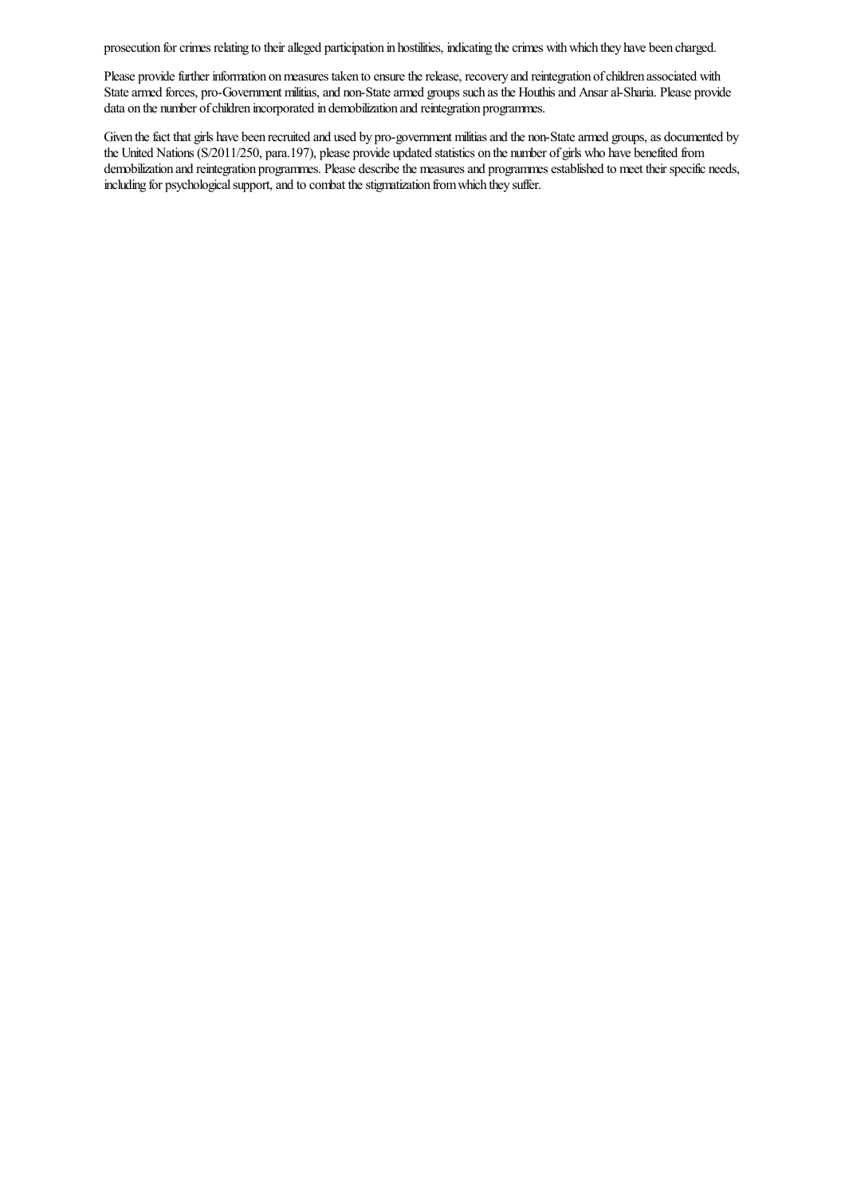prosecution for crimes relating to their alleged participation in hostilities, indicating the crimes with which they have been charged.

Please provide further information on measures taken to ensure the release, recovery and reintegration of children associated with State armed forces, pro-Government militias, and non-State armed groups such as the Houthis and Ansar al-Sharia. Please provide data on the number of children incorporated in demobilization and reintegration programmes.

Given the fact that girls have been recruited and used by pro-government militias and the non-State armed groups, as documented by the United Nations (S/2011/250, para.197), please provide updated statistics on the number of girls who have benefited from demobilization and reintegration programmes. Please describe the measures and programmes established to meet their specific needs, including for psychological support, and to combat the stigmatization from which they suffer.